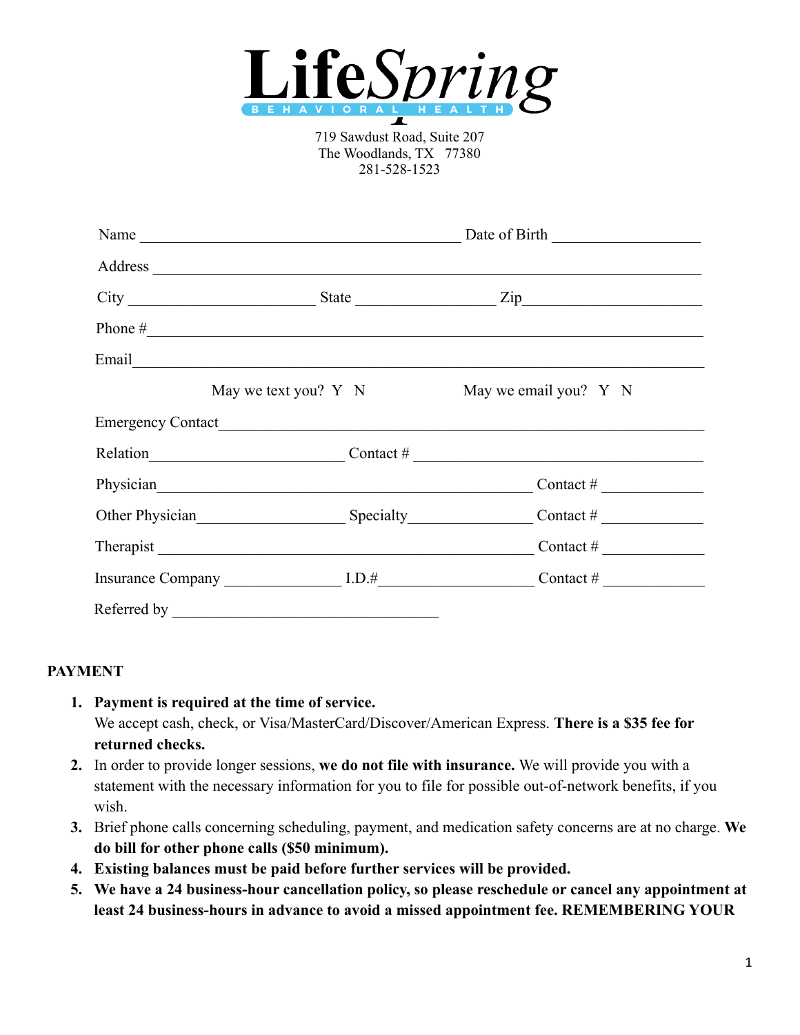# LifeSpring

BEHAVIORAL HEALTH

719 Sawdust Road, Suite 207
The Woodlands, TX 77380
281-528-1523

Name ________________________________________ Date of Birth __________________

Address ______________________________________________________________________

City ______________________ State _________________ Zip______________________

Phone #_______________________________________________________________________

Email_________________________________________________________________________

May we text you? Y N May we email you? Y N

Emergency Contact_____________________________________________________________

Relation______________________ Contact # ____________________________________

Physician_______________________________________________ Contact # ____________

Other Physician__________________ Specialty_______________ Contact # ____________

Therapist _______________________________________________ Contact # ____________

Insurance Company ______________ I.D.#__________________ Contact # ____________

Referred by _________________________________

**PAYMENT**

1. **Payment is required at the time of service.**
   We accept cash, check, or Visa/MasterCard/Discover/American Express. **There is a $35 fee for returned checks.**
2. In order to provide longer sessions, **we do not file with insurance.** We will provide you with a statement with the necessary information for you to file for possible out-of-network benefits, if you wish.
3. Brief phone calls concerning scheduling, payment, and medication safety concerns are at no charge. **We do bill for other phone calls ($50 minimum).**
4. **Existing balances must be paid before further services will be provided.**
5. **We have a 24 business-hour cancellation policy, so please reschedule or cancel any appointment at least 24 business-hours in advance to avoid a missed appointment fee. REMEMBERING YOUR**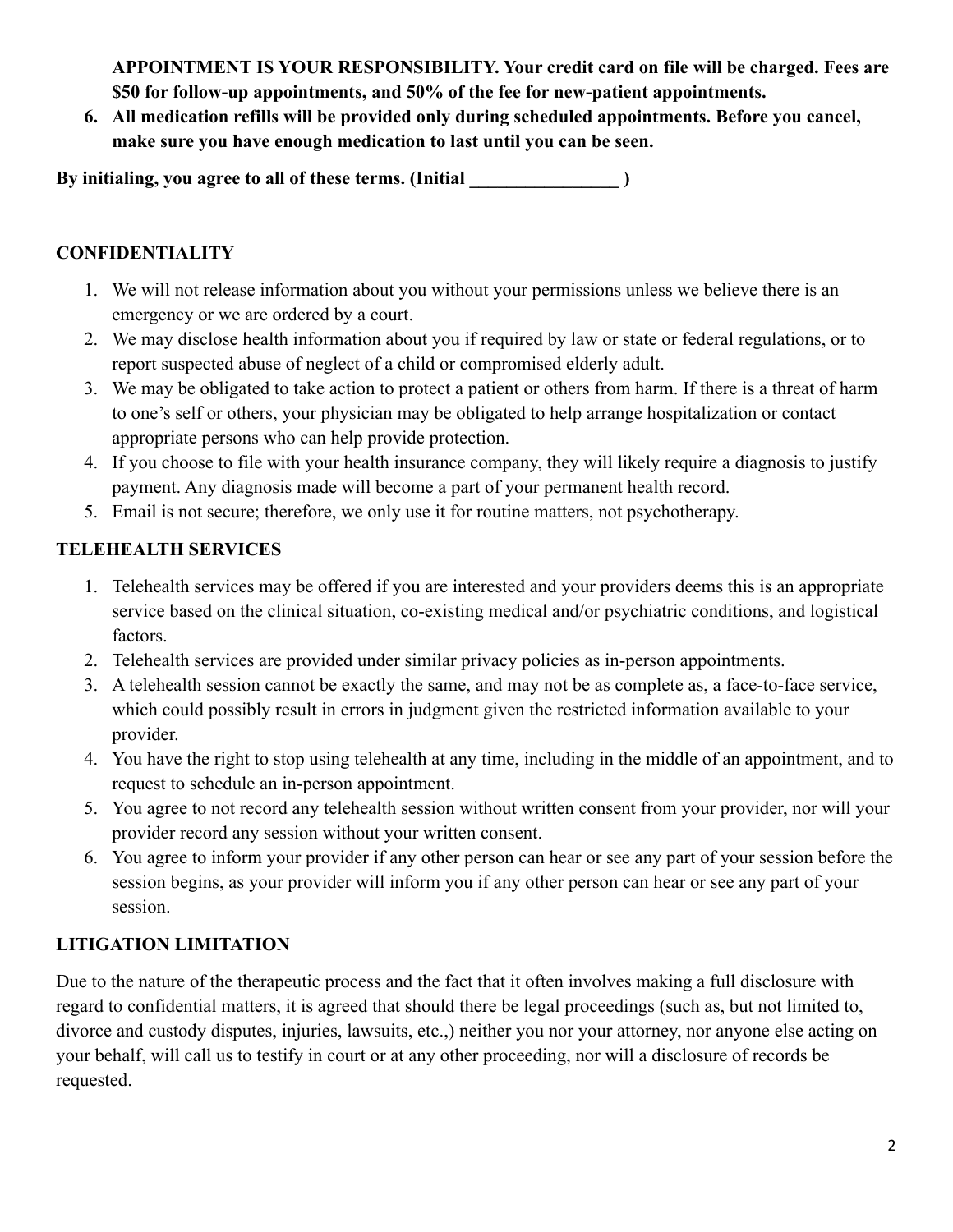**APPOINTMENT IS YOUR RESPONSIBILITY. Your credit card on file will be charged. Fees are $50 for follow-up appointments, and 50% of the fee for new-patient appointments.**

6. **All medication refills will be provided only during scheduled appointments. Before you cancel, make sure you have enough medication to last until you can be seen.**

**By initialing, you agree to all of these terms. (Initial ________________ )**

**CONFIDENTIALITY**

1. We will not release information about you without your permissions unless we believe there is an emergency or we are ordered by a court.
2. We may disclose health information about you if required by law or state or federal regulations, or to report suspected abuse of neglect of a child or compromised elderly adult.
3. We may be obligated to take action to protect a patient or others from harm. If there is a threat of harm to one's self or others, your physician may be obligated to help arrange hospitalization or contact appropriate persons who can help provide protection.
4. If you choose to file with your health insurance company, they will likely require a diagnosis to justify payment. Any diagnosis made will become a part of your permanent health record.
5. Email is not secure; therefore, we only use it for routine matters, not psychotherapy.

**TELEHEALTH SERVICES**

1. Telehealth services may be offered if you are interested and your providers deems this is an appropriate service based on the clinical situation, co-existing medical and/or psychiatric conditions, and logistical factors.
2. Telehealth services are provided under similar privacy policies as in-person appointments.
3. A telehealth session cannot be exactly the same, and may not be as complete as, a face-to-face service, which could possibly result in errors in judgment given the restricted information available to your provider.
4. You have the right to stop using telehealth at any time, including in the middle of an appointment, and to request to schedule an in-person appointment.
5. You agree to not record any telehealth session without written consent from your provider, nor will your provider record any session without your written consent.
6. You agree to inform your provider if any other person can hear or see any part of your session before the session begins, as your provider will inform you if any other person can hear or see any part of your session.

**LITIGATION LIMITATION**

Due to the nature of the therapeutic process and the fact that it often involves making a full disclosure with regard to confidential matters, it is agreed that should there be legal proceedings (such as, but not limited to, divorce and custody disputes, injuries, lawsuits, etc.,) neither you nor your attorney, nor anyone else acting on your behalf, will call us to testify in court or at any other proceeding, nor will a disclosure of records be requested.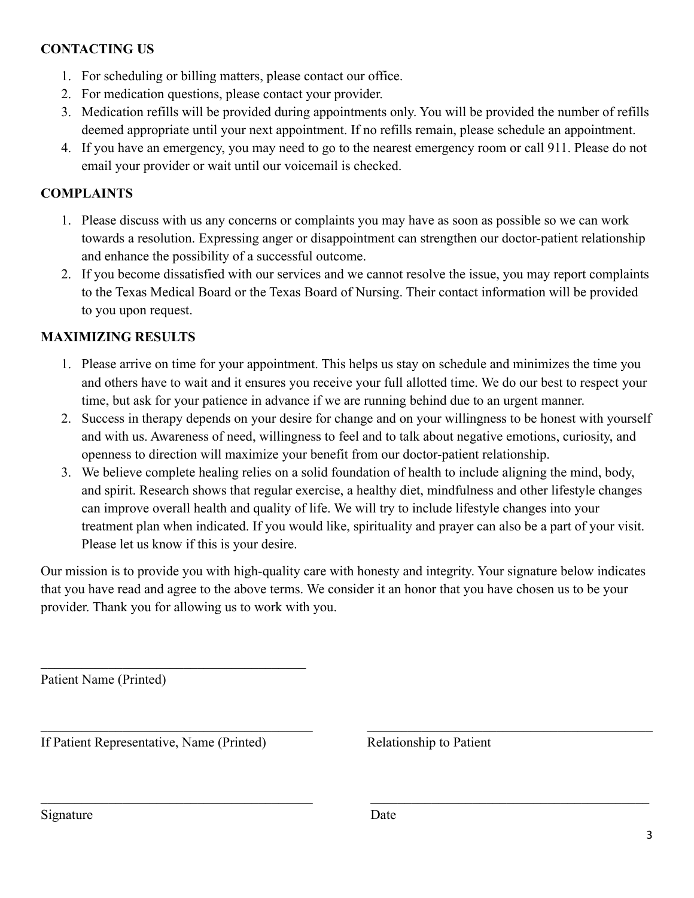**CONTACTING US**

1. For scheduling or billing matters, please contact our office.
2. For medication questions, please contact your provider.
3. Medication refills will be provided during appointments only. You will be provided the number of refills deemed appropriate until your next appointment. If no refills remain, please schedule an appointment.
4. If you have an emergency, you may need to go to the nearest emergency room or call 911. Please do not email your provider or wait until our voicemail is checked.

**COMPLAINTS**

1. Please discuss with us any concerns or complaints you may have as soon as possible so we can work towards a resolution. Expressing anger or disappointment can strengthen our doctor-patient relationship and enhance the possibility of a successful outcome.
2. If you become dissatisfied with our services and we cannot resolve the issue, you may report complaints to the Texas Medical Board or the Texas Board of Nursing. Their contact information will be provided to you upon request.

**MAXIMIZING RESULTS**

1. Please arrive on time for your appointment. This helps us stay on schedule and minimizes the time you and others have to wait and it ensures you receive your full allotted time. We do our best to respect your time, but ask for your patience in advance if we are running behind due to an urgent manner.
2. Success in therapy depends on your desire for change and on your willingness to be honest with yourself and with us. Awareness of need, willingness to feel and to talk about negative emotions, curiosity, and openness to direction will maximize your benefit from our doctor-patient relationship.
3. We believe complete healing relies on a solid foundation of health to include aligning the mind, body, and spirit. Research shows that regular exercise, a healthy diet, mindfulness and other lifestyle changes can improve overall health and quality of life. We will try to include lifestyle changes into your treatment plan when indicated. If you would like, spirituality and prayer can also be a part of your visit. Please let us know if this is your desire.

Our mission is to provide you with high-quality care with honesty and integrity. Your signature below indicates that you have read and agree to the above terms. We consider it an honor that you have chosen us to be your provider. Thank you for allowing us to work with you.

\_\_\_\_\_\_\_\_\_\_\_\_\_\_\_\_\_\_\_\_\_\_\_\_\_\_\_\_\_\_\_\_\_\_\_\_\_\_\_\_
Patient Name (Printed)

\_\_\_\_\_\_\_\_\_\_\_\_\_\_\_\_\_\_\_\_\_\_\_\_\_\_\_\_\_\_\_\_\_\_\_\_\_\_\_\_ \_\_\_\_\_\_\_\_\_\_\_\_\_\_\_\_\_\_\_\_\_\_\_\_\_\_\_\_\_\_\_\_\_\_\_\_\_\_\_\_
If Patient Representative, Name (Printed) Relationship to Patient

\_\_\_\_\_\_\_\_\_\_\_\_\_\_\_\_\_\_\_\_\_\_\_\_\_\_\_\_\_\_\_\_\_\_\_\_\_\_\_\_ \_\_\_\_\_\_\_\_\_\_\_\_\_\_\_\_\_\_\_\_\_\_\_\_\_\_\_\_\_\_\_\_\_\_\_\_\_\_\_\_
Signature Date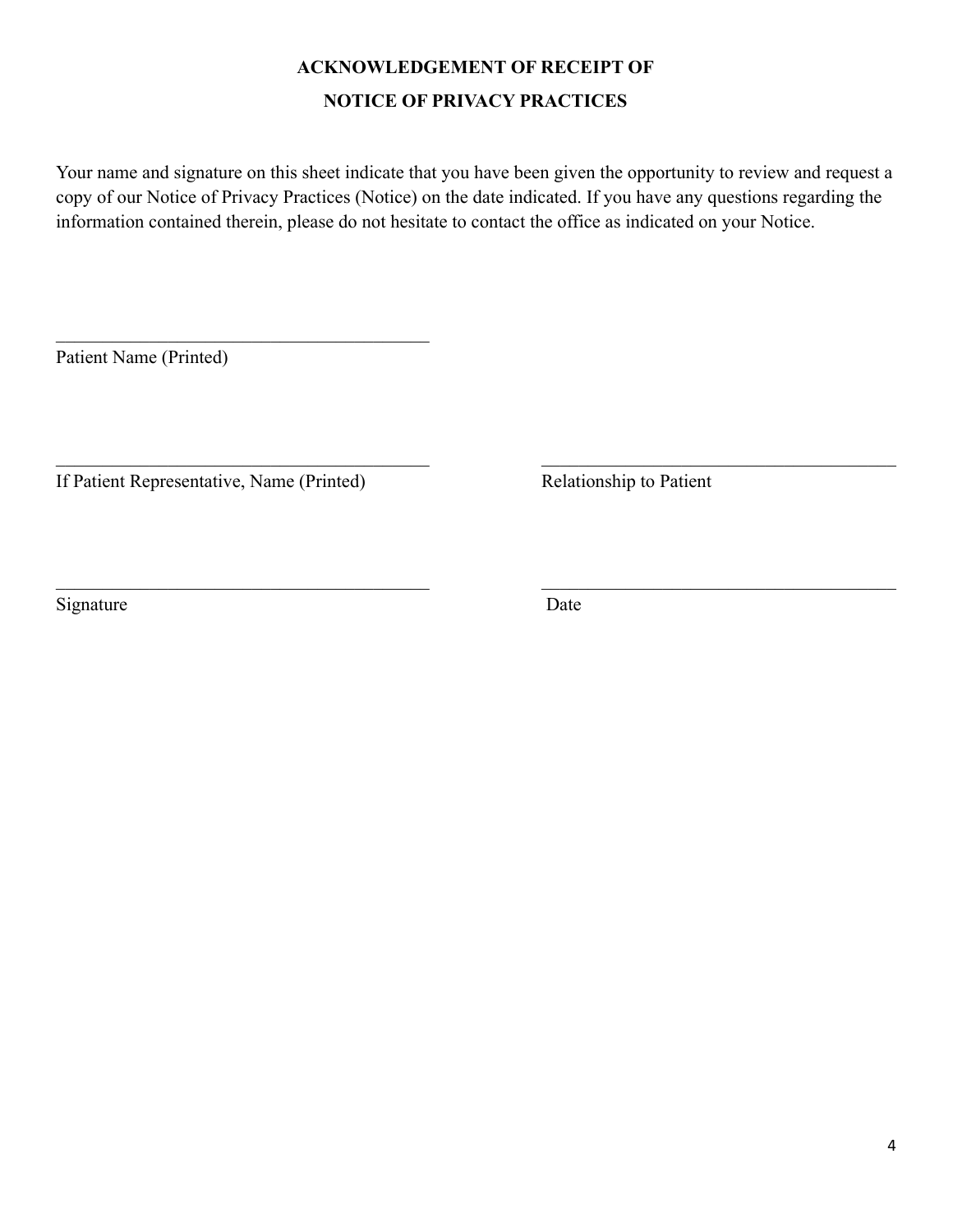# ACKNOWLEDGEMENT OF RECEIPT OF NOTICE OF PRIVACY PRACTICES

Your name and signature on this sheet indicate that you have been given the opportunity to review and request a copy of our Notice of Privacy Practices (Notice) on the date indicated. If you have any questions regarding the information contained therein, please do not hesitate to contact the office as indicated on your Notice.

\_\_\_\_\_\_\_\_\_\_\_\_\_\_\_\_\_\_\_\_\_\_\_\_\_\_\_\_\_\_\_\_\_\_\_\_\_\_\_\_\_\_

Patient Name (Printed)

\_\_\_\_\_\_\_\_\_\_\_\_\_\_\_\_\_\_\_\_\_\_\_\_\_\_\_\_\_\_\_\_\_\_\_\_\_\_\_\_\_\_ \_\_\_\_\_\_\_\_\_\_\_\_\_\_\_\_\_\_\_\_\_\_\_\_\_\_\_\_\_\_\_\_\_\_\_\_\_\_\_\_\_\_

If Patient Representative, Name (Printed) Relationship to Patient

\_\_\_\_\_\_\_\_\_\_\_\_\_\_\_\_\_\_\_\_\_\_\_\_\_\_\_\_\_\_\_\_\_\_\_\_\_\_\_\_\_\_ \_\_\_\_\_\_\_\_\_\_\_\_\_\_\_\_\_\_\_\_\_\_\_\_\_\_\_\_\_\_\_\_\_\_\_\_\_\_\_\_\_\_

Signature Date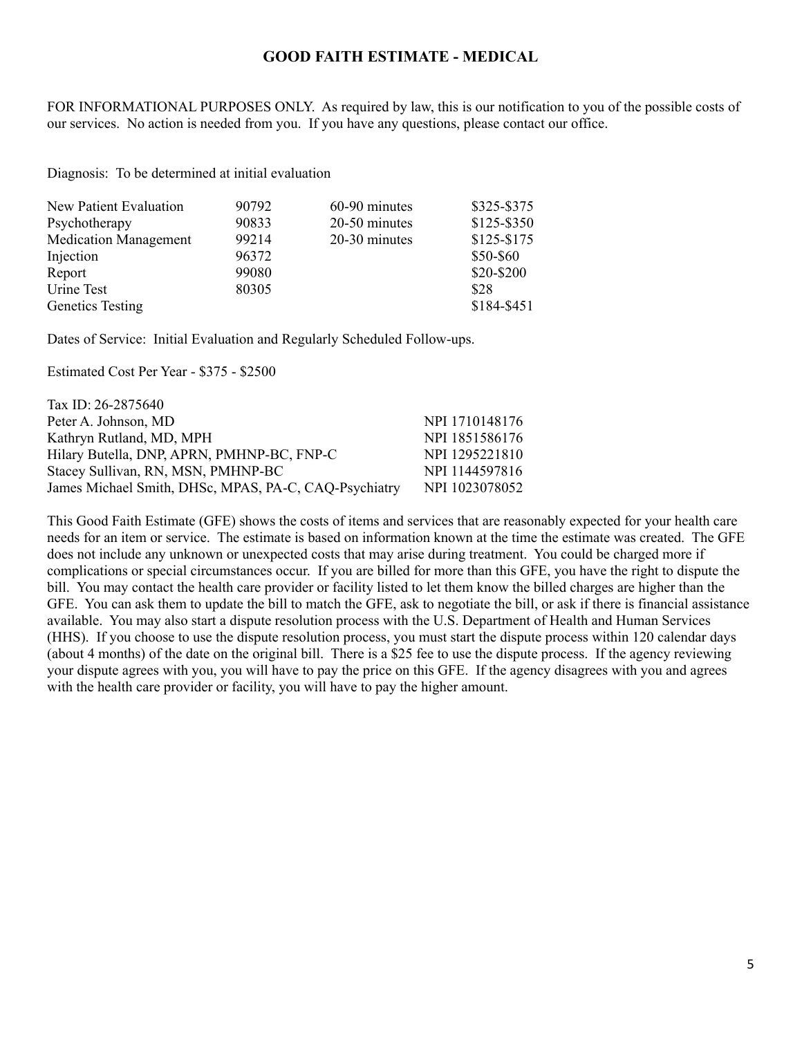## GOOD FAITH ESTIMATE - MEDICAL

FOR INFORMATIONAL PURPOSES ONLY. As required by law, this is our notification to you of the possible costs of our services. No action is needed from you. If you have any questions, please contact our office.

Diagnosis: To be determined at initial evaluation

| | | | |
|---|---|---|---|
| New Patient Evaluation | 90792 | 60-90 minutes | $325-$375 |
| Psychotherapy | 90833 | 20-50 minutes | $125-$350 |
| Medication Management | 99214 | 20-30 minutes | $125-$175 |
| Injection | 96372 | | $50-$60 |
| Report | 99080 | | $20-$200 |
| Urine Test | 80305 | | $28 |
| Genetics Testing | | | $184-$451 |

Dates of Service: Initial Evaluation and Regularly Scheduled Follow-ups.

Estimated Cost Per Year - $375 - $2500

Tax ID: 26-2875640

| | |
|---|---|
| Peter A. Johnson, MD | NPI 1710148176 |
| Kathryn Rutland, MD, MPH | NPI 1851586176 |
| Hilary Butella, DNP, APRN, PMHNP-BC, FNP-C | NPI 1295221810 |
| Stacey Sullivan, RN, MSN, PMHNP-BC | NPI 1144597816 |
| James Michael Smith, DHSc, MPAS, PA-C, CAQ-Psychiatry | NPI 1023078052 |

This Good Faith Estimate (GFE) shows the costs of items and services that are reasonably expected for your health care needs for an item or service. The estimate is based on information known at the time the estimate was created. The GFE does not include any unknown or unexpected costs that may arise during treatment. You could be charged more if complications or special circumstances occur. If you are billed for more than this GFE, you have the right to dispute the bill. You may contact the health care provider or facility listed to let them know the billed charges are higher than the GFE. You can ask them to update the bill to match the GFE, ask to negotiate the bill, or ask if there is financial assistance available. You may also start a dispute resolution process with the U.S. Department of Health and Human Services (HHS). If you choose to use the dispute resolution process, you must start the dispute process within 120 calendar days (about 4 months) of the date on the original bill. There is a $25 fee to use the dispute process. If the agency reviewing your dispute agrees with you, you will have to pay the price on this GFE. If the agency disagrees with you and agrees with the health care provider or facility, you will have to pay the higher amount.